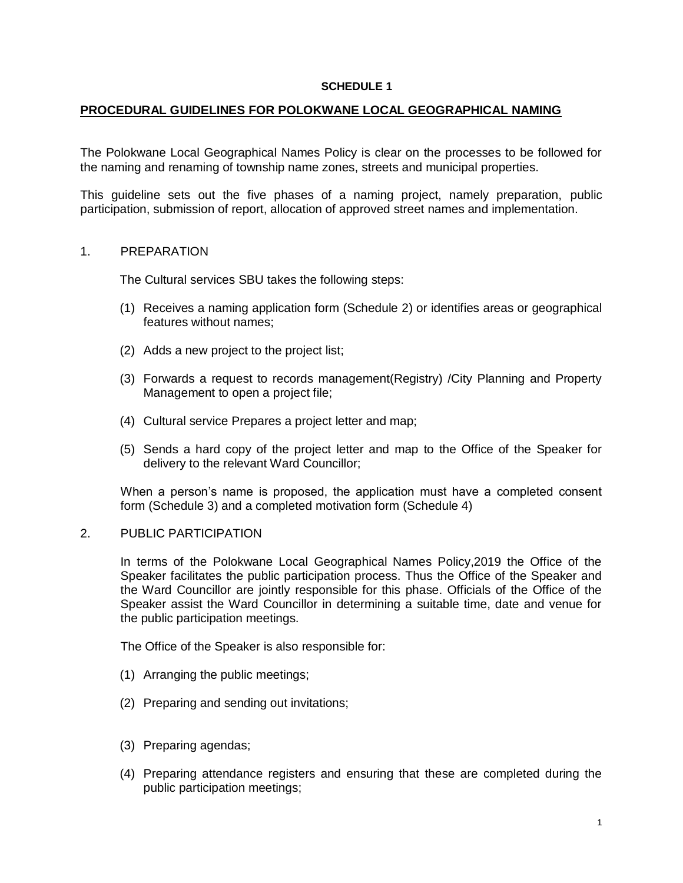**SCHEDULE 1**

## PROCEDURAL GUIDELINES FOR POLOKWANE LOCAL GEOGRAPHICAL NAMING

The Polokwane Local Geographical Names Policy is clear on the processes to be followed for the naming and renaming of township name zones, streets and municipal properties.

This guideline sets out the five phases of a naming project, namely preparation, public participation, submission of report, allocation of approved street names and implementation.

### 1. PREPARATION

The Cultural services SBU takes the following steps:

(1) Receives a naming application form (Schedule 2) or identifies areas or geographical features without names;

(2) Adds a new project to the project list;

(3) Forwards a request to records management(Registry) /City Planning and Property Management to open a project file;

(4) Cultural service Prepares a project letter and map;

(5) Sends a hard copy of the project letter and map to the Office of the Speaker for delivery to the relevant Ward Councillor;

When a person's name is proposed, the application must have a completed consent form (Schedule 3) and a completed motivation form (Schedule 4)

### 2. PUBLIC PARTICIPATION

In terms of the Polokwane Local Geographical Names Policy,2019 the Office of the Speaker facilitates the public participation process. Thus the Office of the Speaker and the Ward Councillor are jointly responsible for this phase. Officials of the Office of the Speaker assist the Ward Councillor in determining a suitable time, date and venue for the public participation meetings.

The Office of the Speaker is also responsible for:

(1) Arranging the public meetings;

(2) Preparing and sending out invitations;

(3) Preparing agendas;

(4) Preparing attendance registers and ensuring that these are completed during the public participation meetings;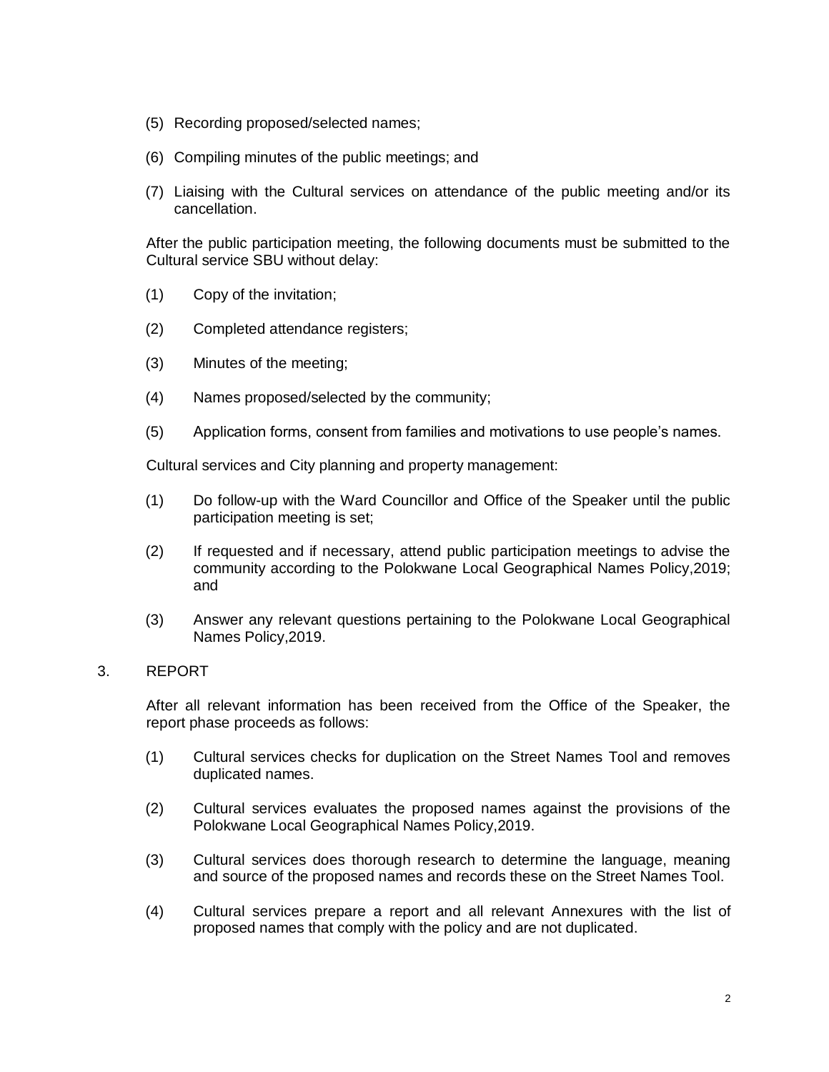(5) Recording proposed/selected names;

(6) Compiling minutes of the public meetings; and

(7) Liaising with the Cultural services on attendance of the public meeting and/or its cancellation.

After the public participation meeting, the following documents must be submitted to the Cultural service SBU without delay:

(1) Copy of the invitation;

(2) Completed attendance registers;

(3) Minutes of the meeting;

(4) Names proposed/selected by the community;

(5) Application forms, consent from families and motivations to use people's names.

Cultural services and City planning and property management:

(1) Do follow-up with the Ward Councillor and Office of the Speaker until the public participation meeting is set;

(2) If requested and if necessary, attend public participation meetings to advise the community according to the Polokwane Local Geographical Names Policy,2019; and

(3) Answer any relevant questions pertaining to the Polokwane Local Geographical Names Policy,2019.

## 3. REPORT

After all relevant information has been received from the Office of the Speaker, the report phase proceeds as follows:

(1) Cultural services checks for duplication on the Street Names Tool and removes duplicated names.

(2) Cultural services evaluates the proposed names against the provisions of the Polokwane Local Geographical Names Policy,2019.

(3) Cultural services does thorough research to determine the language, meaning and source of the proposed names and records these on the Street Names Tool.

(4) Cultural services prepare a report and all relevant Annexures with the list of proposed names that comply with the policy and are not duplicated.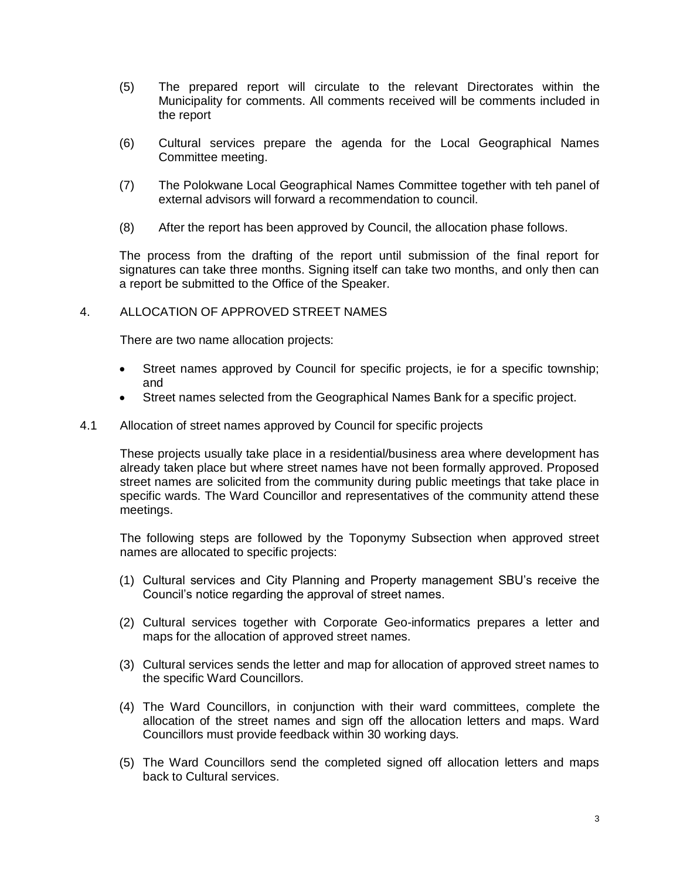(5) The prepared report will circulate to the relevant Directorates within the Municipality for comments. All comments received will be comments included in the report

(6) Cultural services prepare the agenda for the Local Geographical Names Committee meeting.

(7) The Polokwane Local Geographical Names Committee together with teh panel of external advisors will forward a recommendation to council.

(8) After the report has been approved by Council, the allocation phase follows.

The process from the drafting of the report until submission of the final report for signatures can take three months. Signing itself can take two months, and only then can a report be submitted to the Office of the Speaker.

## 4. ALLOCATION OF APPROVED STREET NAMES

There are two name allocation projects:

- Street names approved by Council for specific projects, ie for a specific township; and
- Street names selected from the Geographical Names Bank for a specific project.

### 4.1 Allocation of street names approved by Council for specific projects

These projects usually take place in a residential/business area where development has already taken place but where street names have not been formally approved. Proposed street names are solicited from the community during public meetings that take place in specific wards. The Ward Councillor and representatives of the community attend these meetings.

The following steps are followed by the Toponymy Subsection when approved street names are allocated to specific projects:

(1) Cultural services and City Planning and Property management SBU's receive the Council's notice regarding the approval of street names.

(2) Cultural services together with Corporate Geo-informatics prepares a letter and maps for the allocation of approved street names.

(3) Cultural services sends the letter and map for allocation of approved street names to the specific Ward Councillors.

(4) The Ward Councillors, in conjunction with their ward committees, complete the allocation of the street names and sign off the allocation letters and maps. Ward Councillors must provide feedback within 30 working days.

(5) The Ward Councillors send the completed signed off allocation letters and maps back to Cultural services.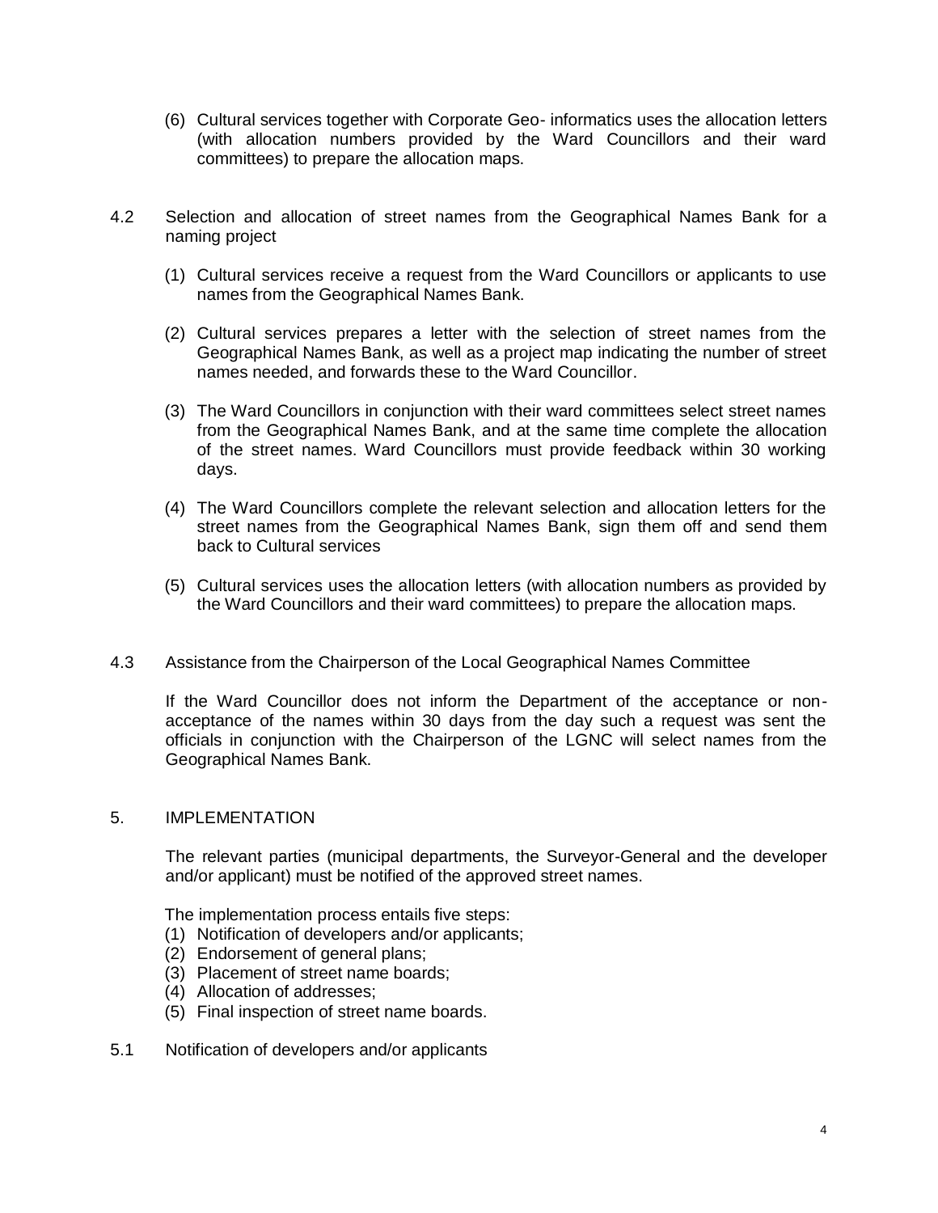(6) Cultural services together with Corporate Geo- informatics uses the allocation letters (with allocation numbers provided by the Ward Councillors and their ward committees) to prepare the allocation maps.

4.2 Selection and allocation of street names from the Geographical Names Bank for a naming project

(1) Cultural services receive a request from the Ward Councillors or applicants to use names from the Geographical Names Bank.

(2) Cultural services prepares a letter with the selection of street names from the Geographical Names Bank, as well as a project map indicating the number of street names needed, and forwards these to the Ward Councillor.

(3) The Ward Councillors in conjunction with their ward committees select street names from the Geographical Names Bank, and at the same time complete the allocation of the street names. Ward Councillors must provide feedback within 30 working days.

(4) The Ward Councillors complete the relevant selection and allocation letters for the street names from the Geographical Names Bank, sign them off and send them back to Cultural services

(5) Cultural services uses the allocation letters (with allocation numbers as provided by the Ward Councillors and their ward committees) to prepare the allocation maps.

4.3 Assistance from the Chairperson of the Local Geographical Names Committee

If the Ward Councillor does not inform the Department of the acceptance or non-acceptance of the names within 30 days from the day such a request was sent the officials in conjunction with the Chairperson of the LGNC will select names from the Geographical Names Bank.

5. IMPLEMENTATION

The relevant parties (municipal departments, the Surveyor-General and the developer and/or applicant) must be notified of the approved street names.

The implementation process entails five steps:

(1) Notification of developers and/or applicants;
(2) Endorsement of general plans;
(3) Placement of street name boards;
(4) Allocation of addresses;
(5) Final inspection of street name boards.

5.1 Notification of developers and/or applicants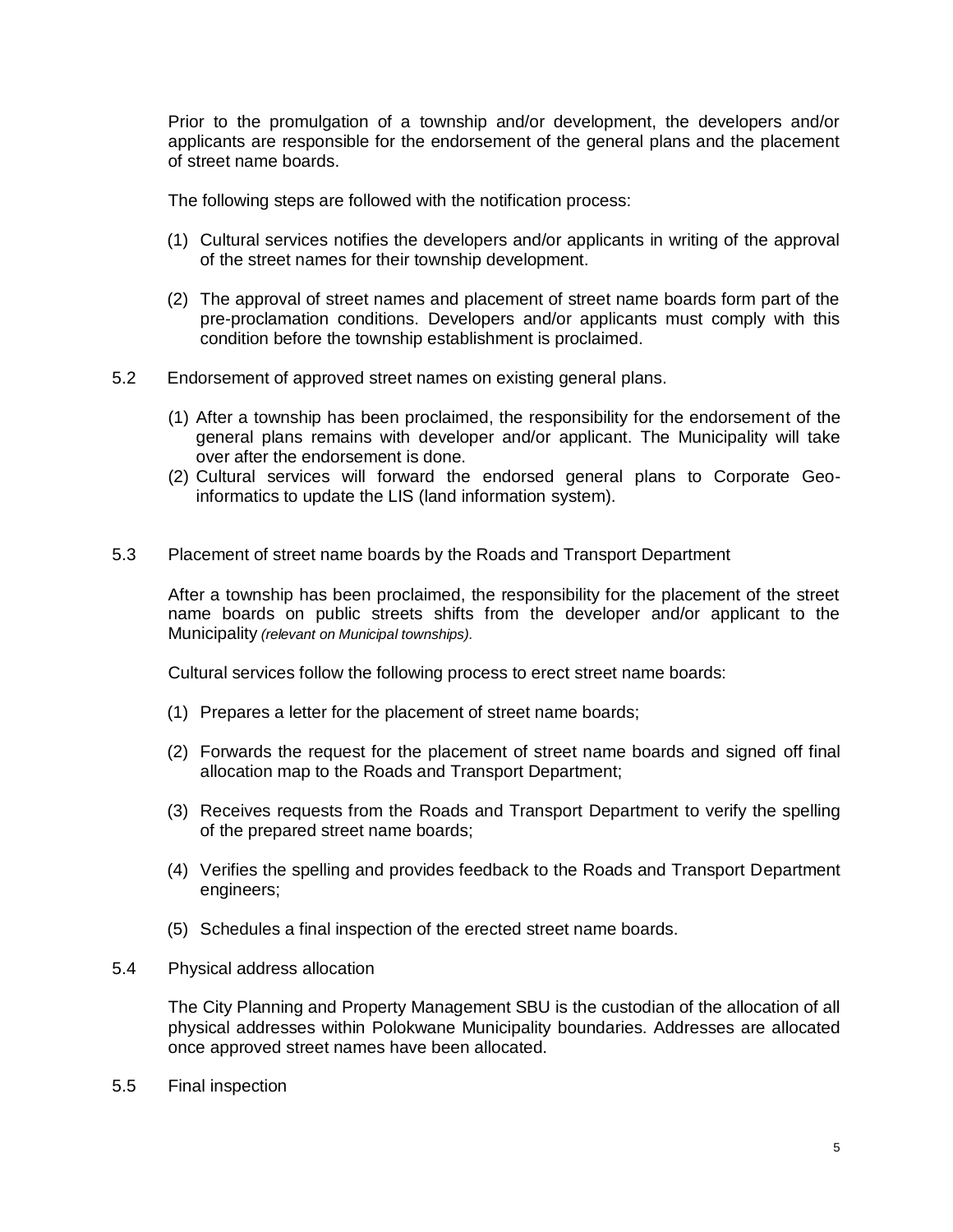Prior to the promulgation of a township and/or development, the developers and/or applicants are responsible for the endorsement of the general plans and the placement of street name boards.

The following steps are followed with the notification process:

(1) Cultural services notifies the developers and/or applicants in writing of the approval of the street names for their township development.

(2) The approval of street names and placement of street name boards form part of the pre-proclamation conditions. Developers and/or applicants must comply with this condition before the township establishment is proclaimed.

5.2 Endorsement of approved street names on existing general plans.

(1) After a township has been proclaimed, the responsibility for the endorsement of the general plans remains with developer and/or applicant. The Municipality will take over after the endorsement is done.
(2) Cultural services will forward the endorsed general plans to Corporate Geo-informatics to update the LIS (land information system).

5.3 Placement of street name boards by the Roads and Transport Department

After a township has been proclaimed, the responsibility for the placement of the street name boards on public streets shifts from the developer and/or applicant to the Municipality *(relevant on Municipal townships).*

Cultural services follow the following process to erect street name boards:

(1) Prepares a letter for the placement of street name boards;

(2) Forwards the request for the placement of street name boards and signed off final allocation map to the Roads and Transport Department;

(3) Receives requests from the Roads and Transport Department to verify the spelling of the prepared street name boards;

(4) Verifies the spelling and provides feedback to the Roads and Transport Department engineers;

(5) Schedules a final inspection of the erected street name boards.

5.4 Physical address allocation

The City Planning and Property Management SBU is the custodian of the allocation of all physical addresses within Polokwane Municipality boundaries. Addresses are allocated once approved street names have been allocated.

5.5 Final inspection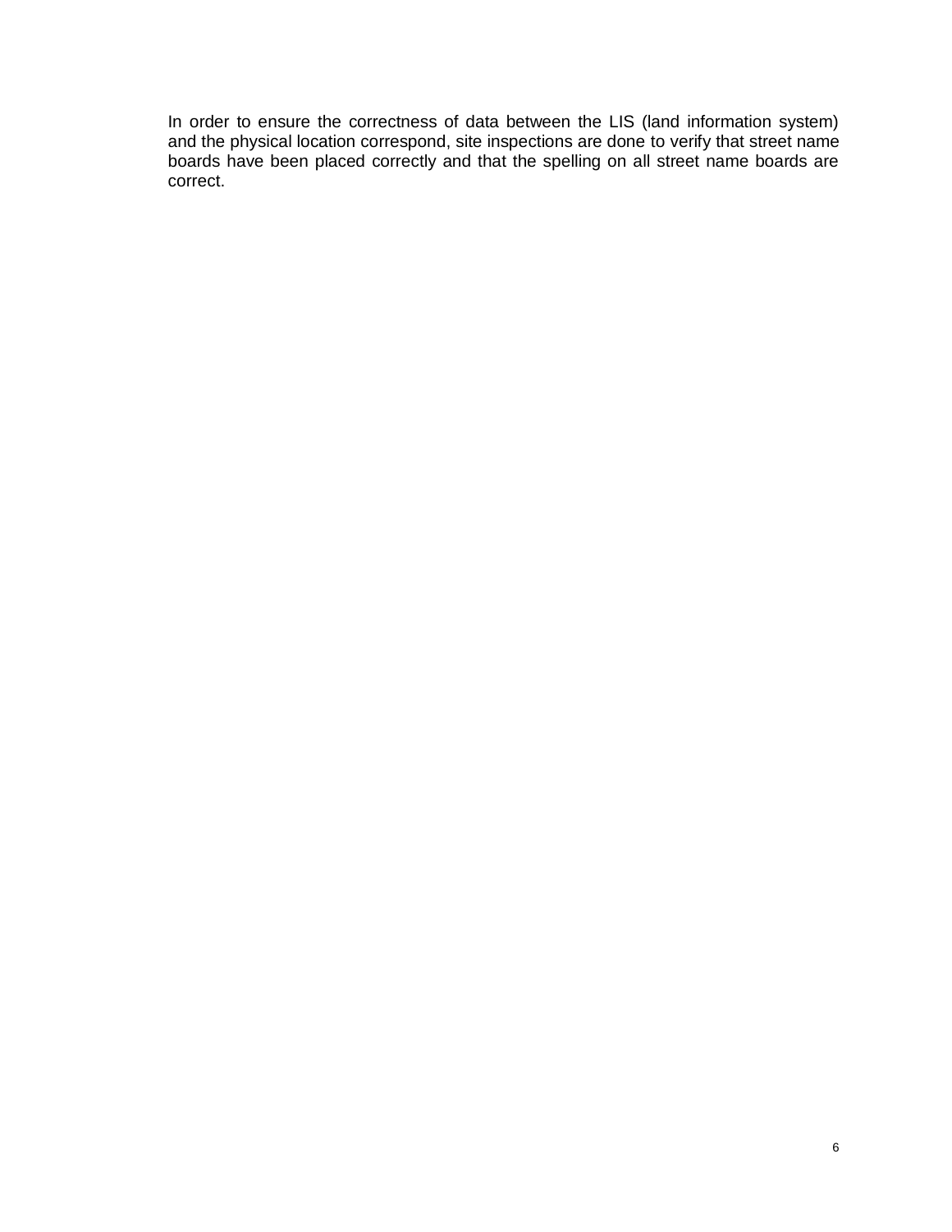In order to ensure the correctness of data between the LIS (land information system) and the physical location correspond, site inspections are done to verify that street name boards have been placed correctly and that the spelling on all street name boards are correct.